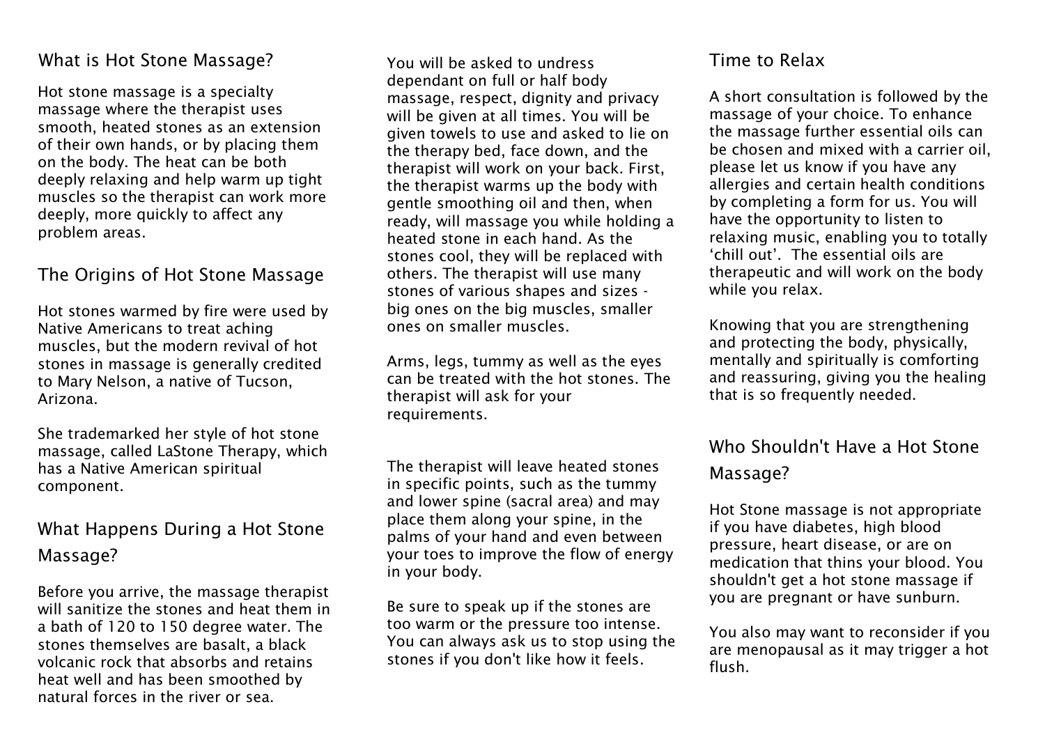## What is Hot Stone Massage?

Hot stone massage is a specialty massage where the therapist uses smooth, heated stones as an extension of their own hands, or by placing them on the body. The heat can be both deeply relaxing and help warm up tight muscles so the therapist can work more deeply, more quickly to affect any problem areas.

## The Origins of Hot Stone Massage

Hot stones warmed by fire were used by Native Americans to treat aching muscles, but the modern revival of hot stones in massage is generally credited to Mary Nelson, a native of Tucson, Arizona.

She trademarked her style of hot stone massage, called LaStone Therapy, which has a Native American spiritual component.

## What Happens During a Hot Stone Massage?

Before you arrive, the massage therapist will sanitize the stones and heat them in a bath of 120 to 150 degree water. The stones themselves are basalt, a black volcanic rock that absorbs and retains heat well and has been smoothed by natural forces in the river or sea.

You will be asked to undress dependant on full or half body massage, respect, dignity and privacy will be given at all times. You will be given towels to use and asked to lie on the therapy bed, face down, and the therapist will work on your back. First, the therapist warms up the body with gentle smoothing oil and then, when ready, will massage you while holding a heated stone in each hand. As the stones cool, they will be replaced with others. The therapist will use many stones of various shapes and sizes - big ones on the big muscles, smaller ones on smaller muscles.

Arms, legs, tummy as well as the eyes can be treated with the hot stones. The therapist will ask for your requirements.

The therapist will leave heated stones in specific points, such as the tummy and lower spine (sacral area) and may place them along your spine, in the palms of your hand and even between your toes to improve the flow of energy in your body.

Be sure to speak up if the stones are too warm or the pressure too intense. You can always ask us to stop using the stones if you don't like how it feels.

## Time to Relax

A short consultation is followed by the massage of your choice. To enhance the massage further essential oils can be chosen and mixed with a carrier oil, please let us know if you have any allergies and certain health conditions by completing a form for us. You will have the opportunity to listen to relaxing music, enabling you to totally 'chill out'. The essential oils are therapeutic and will work on the body while you relax.

Knowing that you are strengthening and protecting the body, physically, mentally and spiritually is comforting and reassuring, giving you the healing that is so frequently needed.

## Who Shouldn't Have a Hot Stone Massage?

Hot Stone massage is not appropriate if you have diabetes, high blood pressure, heart disease, or are on medication that thins your blood. You shouldn't get a hot stone massage if you are pregnant or have sunburn.

You also may want to reconsider if you are menopausal as it may trigger a hot flush.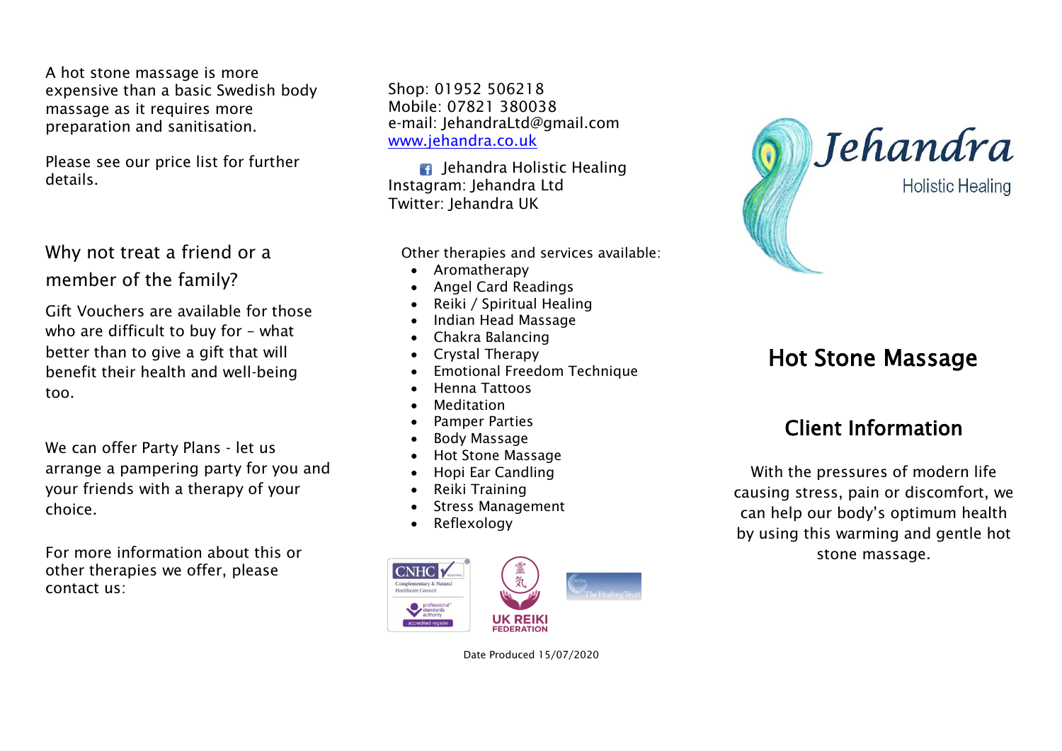A hot stone massage is more expensive than a basic Swedish body massage as it requires more preparation and sanitisation.

Please see our price list for further details.

## Why not treat a friend or a member of the family?

Gift Vouchers are available for those who are difficult to buy for – what better than to give a gift that will benefit their health and well-being too.

We can offer Party Plans - let us arrange a pampering party for you and your friends with a therapy of your choice.

For more information about this or other therapies we offer, please contact us:

Shop: 01952 506218
Mobile: 07821 380038
e-mail: JehandraLtd@gmail.com
www.jehandra.co.uk

Jehandra Holistic Healing
Instagram: Jehandra Ltd
Twitter: Jehandra UK

Other therapies and services available:

- Aromatherapy
- Angel Card Readings
- Reiki / Spiritual Healing
- Indian Head Massage
- Chakra Balancing
- Crystal Therapy
- Emotional Freedom Technique
- Henna Tattoos
- Meditation
- Pamper Parties
- Body Massage
- Hot Stone Massage
- Hopi Ear Candling
- Reiki Training
- Stress Management
- Reflexology

CNHC Complementary & Natural Healthcare Council — professional standards authority accredited register

UK REIKI FEDERATION

The Healing Trust

Date Produced 15/07/2020

Jehandra

Holistic Healing

# Hot Stone Massage

## Client Information

With the pressures of modern life causing stress, pain or discomfort, we can help our body's optimum health by using this warming and gentle hot stone massage.